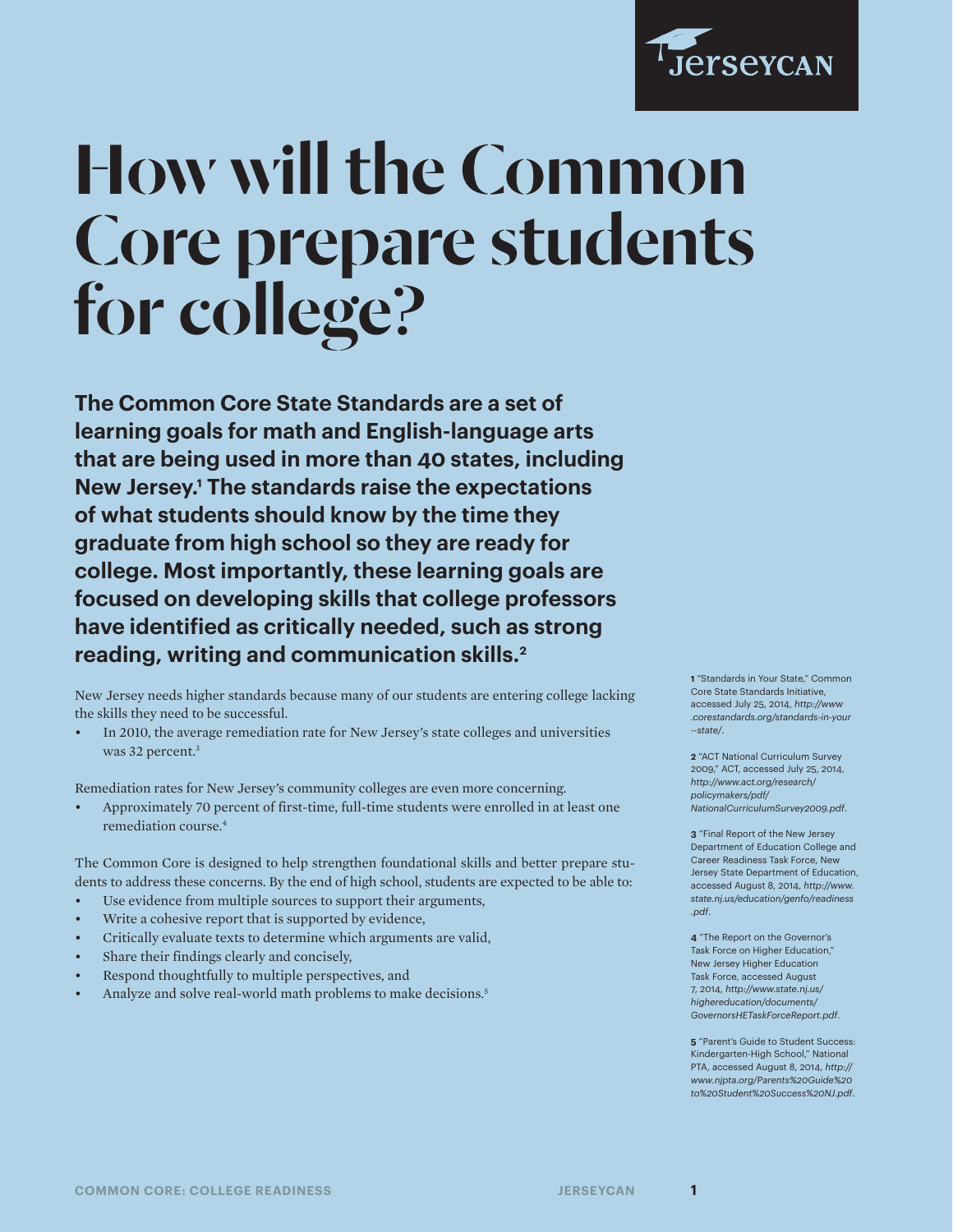JerseyCAN

# How will the Common Core prepare students for college?

**The Common Core State Standards are a set of learning goals for math and English-language arts that are being used in more than 40 states, including New Jersey.[1] The standards raise the expectations of what students should know by the time they graduate from high school so they are ready for college. Most importantly, these learning goals are focused on developing skills that college professors have identified as critically needed, such as strong reading, writing and communication skills.[2]**

New Jersey needs higher standards because many of our students are entering college lacking the skills they need to be successful.

- In 2010, the average remediation rate for New Jersey's state colleges and universities was 32 percent.[3]

Remediation rates for New Jersey's community colleges are even more concerning.

- Approximately 70 percent of first-time, full-time students were enrolled in at least one remediation course.[4]

The Common Core is designed to help strengthen foundational skills and better prepare students to address these concerns. By the end of high school, students are expected to be able to:

- Use evidence from multiple sources to support their arguments,
- Write a cohesive report that is supported by evidence,
- Critically evaluate texts to determine which arguments are valid,
- Share their findings clearly and concisely,
- Respond thoughtfully to multiple perspectives, and
- Analyze and solve real-world math problems to make decisions.[5]

**1** "Standards in Your State," Common Core State Standards Initiative, accessed July 25, 2014, *http://www.corestandards.org/standards-in-your--state/*.

**2** "ACT National Curriculum Survey 2009," ACT, accessed July 25, 2014, *http://www.act.org/research/policymakers/pdf/NationalCurriculumSurvey2009.pdf*.

**3** "Final Report of the New Jersey Department of Education College and Career Readiness Task Force, New Jersey State Department of Education, accessed August 8, 2014, *http://www.state.nj.us/education/genfo/readiness.pdf*.

**4** "The Report on the Governor's Task Force on Higher Education," New Jersey Higher Education Task Force, accessed August 7, 2014, *http://www.state.nj.us/highereducation/documents/GovernorsHETaskForceReport.pdf*.

**5** "Parent's Guide to Student Success: Kindergarten-High School," National PTA, accessed August 8, 2014, *http://www.njpta.org/Parents%20Guide%20to%20Student%20Success%20NJ.pdf*.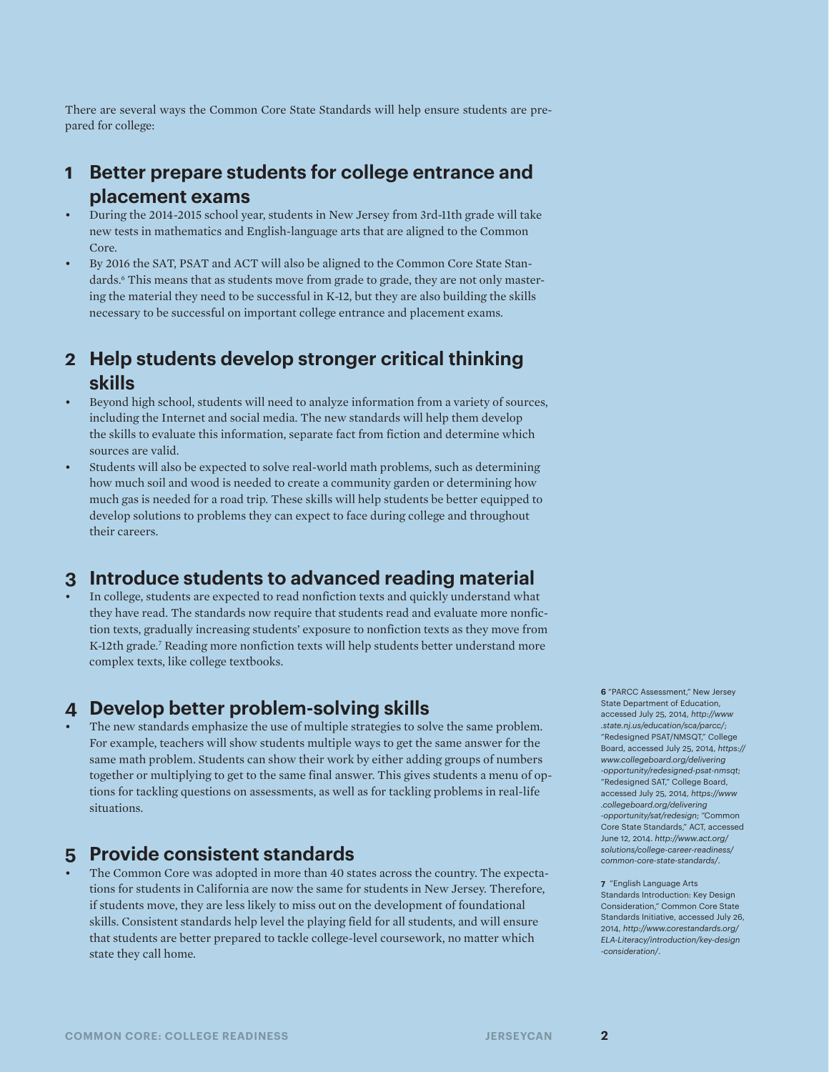There are several ways the Common Core State Standards will help ensure students are prepared for college:

## 1 Better prepare students for college entrance and placement exams

- During the 2014-2015 school year, students in New Jersey from 3rd-11th grade will take new tests in mathematics and English-language arts that are aligned to the Common Core.
- By 2016 the SAT, PSAT and ACT will also be aligned to the Common Core State Standards.[6] This means that as students move from grade to grade, they are not only mastering the material they need to be successful in K-12, but they are also building the skills necessary to be successful on important college entrance and placement exams.

## 2 Help students develop stronger critical thinking skills

- Beyond high school, students will need to analyze information from a variety of sources, including the Internet and social media. The new standards will help them develop the skills to evaluate this information, separate fact from fiction and determine which sources are valid.
- Students will also be expected to solve real-world math problems, such as determining how much soil and wood is needed to create a community garden or determining how much gas is needed for a road trip. These skills will help students be better equipped to develop solutions to problems they can expect to face during college and throughout their careers.

## 3 Introduce students to advanced reading material

- In college, students are expected to read nonfiction texts and quickly understand what they have read. The standards now require that students read and evaluate more nonfiction texts, gradually increasing students' exposure to nonfiction texts as they move from K-12th grade.[7] Reading more nonfiction texts will help students better understand more complex texts, like college textbooks.

## 4 Develop better problem-solving skills

- The new standards emphasize the use of multiple strategies to solve the same problem. For example, teachers will show students multiple ways to get the answer for the same math problem. Students can show their work by either adding groups of numbers together or multiplying to get to the same final answer. This gives students a menu of options for tackling questions on assessments, as well as for tackling problems in real-life situations.

## 5 Provide consistent standards

- The Common Core was adopted in more than 40 states across the country. The expectations for students in California are now the same for students in New Jersey. Therefore, if students move, they are less likely to miss out on the development of foundational skills. Consistent standards help level the playing field for all students, and will ensure that students are better prepared to tackle college-level coursework, no matter which state they call home.

---

**6** "PARCC Assessment," New Jersey State Department of Education, accessed July 25, 2014, *http://www.state.nj.us/education/sca/parcc/*; "Redesigned PSAT/NMSQT," College Board, accessed July 25, 2014, *https://www.collegeboard.org/delivering-opportunity/redesigned-psat-nmsqt*; "Redesigned SAT," College Board, accessed July 25, 2014, *https://www.collegeboard.org/delivering-opportunity/sat/redesign*; "Common Core State Standards," ACT, accessed June 12, 2014. *http://www.act.org/solutions/college-career-readiness/common-core-state-standards/*.

**7** "English Language Arts Standards Introduction: Key Design Consideration," Common Core State Standards Initiative, accessed July 26, 2014, *http://www.corestandards.org/ELA-Literacy/introduction/key-design-consideration/*.